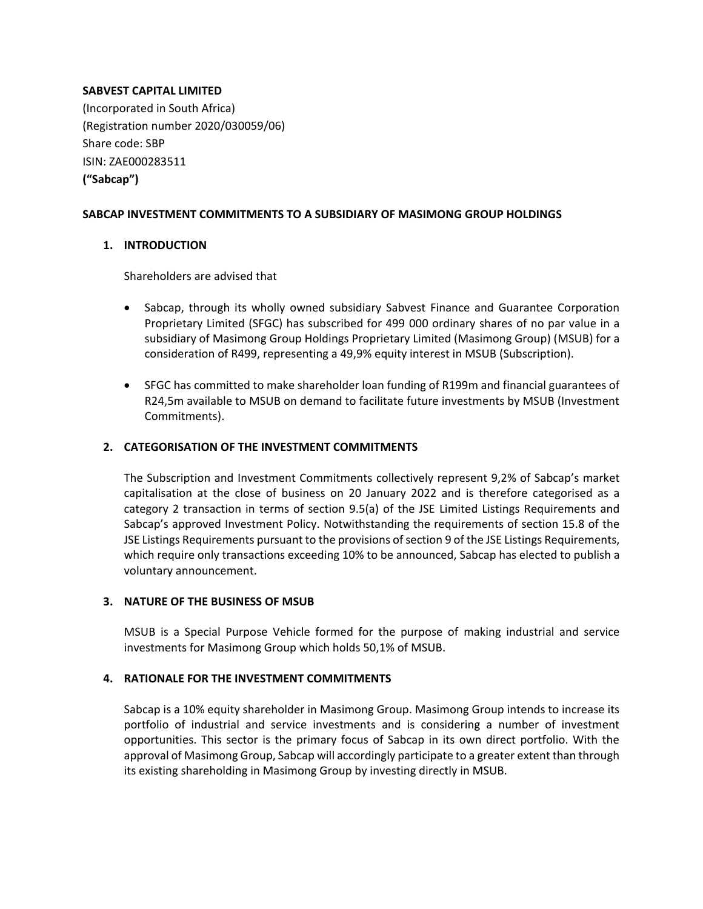**SABVEST CAPITAL LIMITED**
(Incorporated in South Africa)
(Registration number 2020/030059/06)
Share code: SBP
ISIN: ZAE000283511
**("Sabcap")**

**SABCAP INVESTMENT COMMITMENTS TO A SUBSIDIARY OF MASIMONG GROUP HOLDINGS**

## 1. INTRODUCTION

Shareholders are advised that

- Sabcap, through its wholly owned subsidiary Sabvest Finance and Guarantee Corporation Proprietary Limited (SFGC) has subscribed for 499 000 ordinary shares of no par value in a subsidiary of Masimong Group Holdings Proprietary Limited (Masimong Group) (MSUB) for a consideration of R499, representing a 49,9% equity interest in MSUB (Subscription).

- SFGC has committed to make shareholder loan funding of R199m and financial guarantees of R24,5m available to MSUB on demand to facilitate future investments by MSUB (Investment Commitments).

## 2. CATEGORISATION OF THE INVESTMENT COMMITMENTS

The Subscription and Investment Commitments collectively represent 9,2% of Sabcap's market capitalisation at the close of business on 20 January 2022 and is therefore categorised as a category 2 transaction in terms of section 9.5(a) of the JSE Limited Listings Requirements and Sabcap's approved Investment Policy. Notwithstanding the requirements of section 15.8 of the JSE Listings Requirements pursuant to the provisions of section 9 of the JSE Listings Requirements, which require only transactions exceeding 10% to be announced, Sabcap has elected to publish a voluntary announcement.

## 3. NATURE OF THE BUSINESS OF MSUB

MSUB is a Special Purpose Vehicle formed for the purpose of making industrial and service investments for Masimong Group which holds 50,1% of MSUB.

## 4. RATIONALE FOR THE INVESTMENT COMMITMENTS

Sabcap is a 10% equity shareholder in Masimong Group. Masimong Group intends to increase its portfolio of industrial and service investments and is considering a number of investment opportunities. This sector is the primary focus of Sabcap in its own direct portfolio. With the approval of Masimong Group, Sabcap will accordingly participate to a greater extent than through its existing shareholding in Masimong Group by investing directly in MSUB.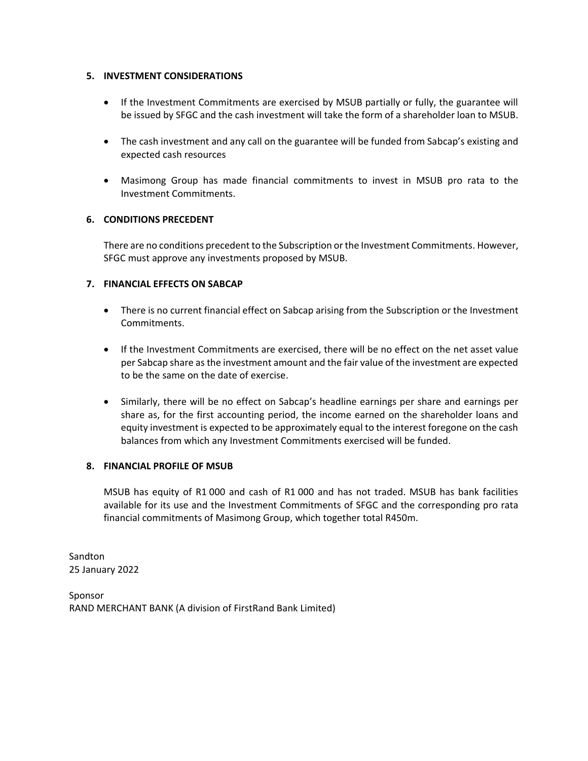## 5. INVESTMENT CONSIDERATIONS

- If the Investment Commitments are exercised by MSUB partially or fully, the guarantee will be issued by SFGC and the cash investment will take the form of a shareholder loan to MSUB.
- The cash investment and any call on the guarantee will be funded from Sabcap's existing and expected cash resources
- Masimong Group has made financial commitments to invest in MSUB pro rata to the Investment Commitments.

## 6. CONDITIONS PRECEDENT

There are no conditions precedent to the Subscription or the Investment Commitments. However, SFGC must approve any investments proposed by MSUB.

## 7. FINANCIAL EFFECTS ON SABCAP

- There is no current financial effect on Sabcap arising from the Subscription or the Investment Commitments.
- If the Investment Commitments are exercised, there will be no effect on the net asset value per Sabcap share as the investment amount and the fair value of the investment are expected to be the same on the date of exercise.
- Similarly, there will be no effect on Sabcap's headline earnings per share and earnings per share as, for the first accounting period, the income earned on the shareholder loans and equity investment is expected to be approximately equal to the interest foregone on the cash balances from which any Investment Commitments exercised will be funded.

## 8. FINANCIAL PROFILE OF MSUB

MSUB has equity of R1 000 and cash of R1 000 and has not traded. MSUB has bank facilities available for its use and the Investment Commitments of SFGC and the corresponding pro rata financial commitments of Masimong Group, which together total R450m.

Sandton
25 January 2022

Sponsor
RAND MERCHANT BANK (A division of FirstRand Bank Limited)